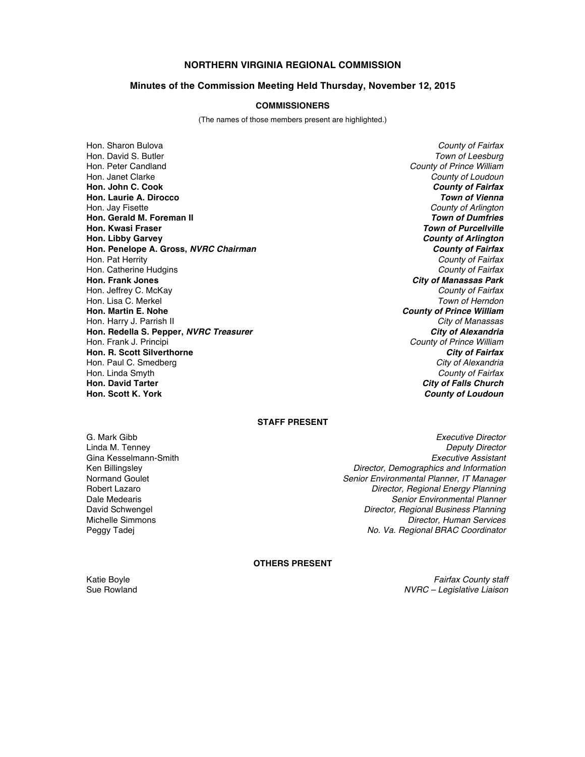# NORTHERN VIRGINIA REGIONAL COMMISSION

## Minutes of the Commission Meeting Held Thursday, November 12, 2015

### COMMISSIONERS

(The names of those members present are highlighted.)

| | |
|---|---|
| Hon. Sharon Bulova | *County of Fairfax* |
| Hon. David S. Butler | *Town of Leesburg* |
| Hon. Peter Candland | *County of Prince William* |
| Hon. Janet Clarke | *County of Loudoun* |
| **Hon. John C. Cook** | ***County of Fairfax*** |
| **Hon. Laurie A. Dirocco** | ***Town of Vienna*** |
| Hon. Jay Fisette | *County of Arlington* |
| **Hon. Gerald M. Foreman II** | ***Town of Dumfries*** |
| **Hon. Kwasi Fraser** | ***Town of Purcellville*** |
| **Hon. Libby Garvey** | ***County of Arlington*** |
| **Hon. Penelope A. Gross, *NVRC Chairman*** | ***County of Fairfax*** |
| Hon. Pat Herrity | *County of Fairfax* |
| Hon. Catherine Hudgins | *County of Fairfax* |
| **Hon. Frank Jones** | ***City of Manassas Park*** |
| Hon. Jeffrey C. McKay | *County of Fairfax* |
| Hon. Lisa C. Merkel | *Town of Herndon* |
| **Hon. Martin E. Nohe** | ***County of Prince William*** |
| Hon. Harry J. Parrish II | *City of Manassas* |
| **Hon. Redella S. Pepper, *NVRC Treasurer*** | ***City of Alexandria*** |
| Hon. Frank J. Principi | *County of Prince William* |
| **Hon. R. Scott Silverthorne** | ***City of Fairfax*** |
| Hon. Paul C. Smedberg | *City of Alexandria* |
| Hon. Linda Smyth | *County of Fairfax* |
| **Hon. David Tarter** | ***City of Falls Church*** |
| **Hon. Scott K. York** | ***County of Loudoun*** |

### STAFF PRESENT

| | |
|---|---|
| G. Mark Gibb | *Executive Director* |
| Linda M. Tenney | *Deputy Director* |
| Gina Kesselmann-Smith | *Executive Assistant* |
| Ken Billingsley | *Director, Demographics and Information* |
| Normand Goulet | *Senior Environmental Planner, IT Manager* |
| Robert Lazaro | *Director, Regional Energy Planning* |
| Dale Medearis | *Senior Environmental Planner* |
| David Schwengel | *Director, Regional Business Planning* |
| Michelle Simmons | *Director, Human Services* |
| Peggy Tadej | *No. Va. Regional BRAC Coordinator* |

### OTHERS PRESENT

| | |
|---|---|
| Katie Boyle | *Fairfax County staff* |
| Sue Rowland | *NVRC – Legislative Liaison* |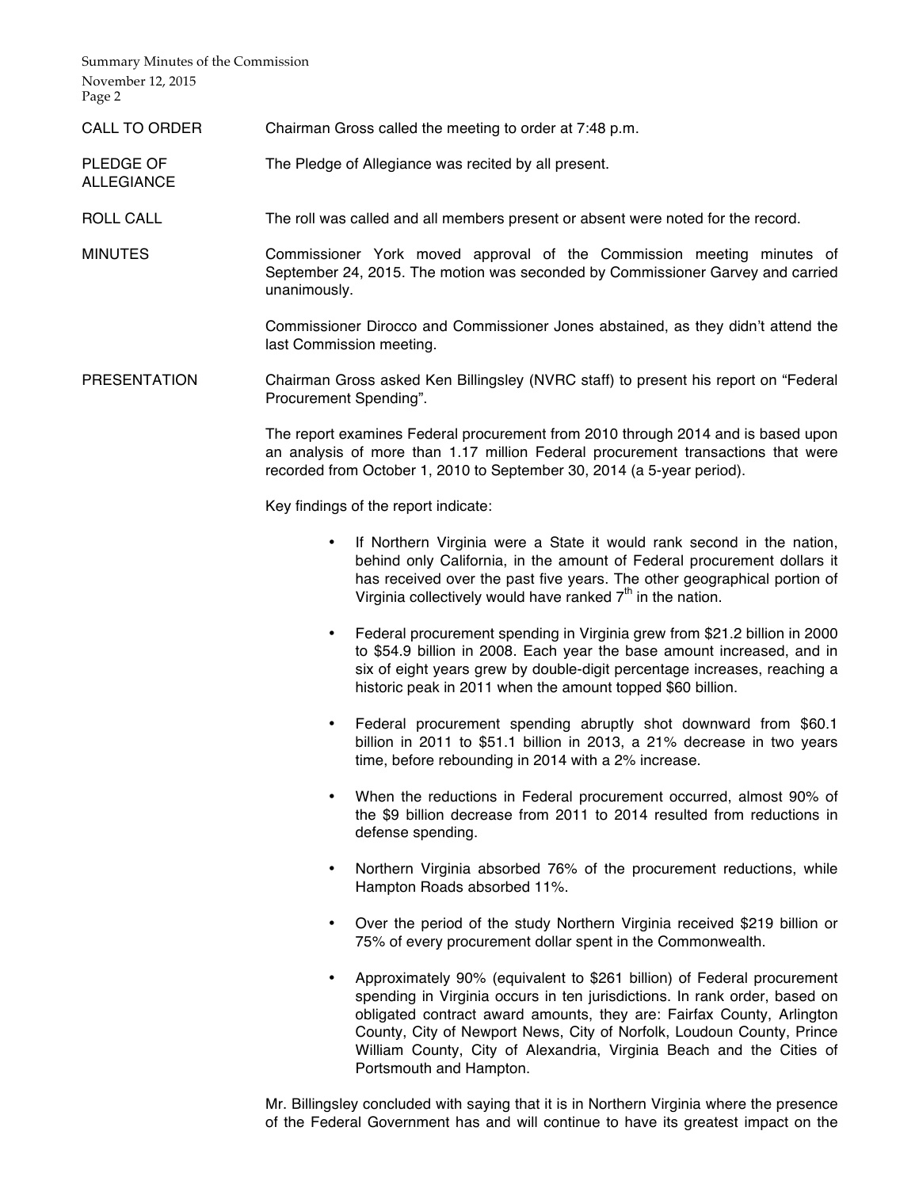**CALL TO ORDER**

Chairman Gross called the meeting to order at 7:48 p.m.

**PLEDGE OF ALLEGIANCE**

The Pledge of Allegiance was recited by all present.

**ROLL CALL**

The roll was called and all members present or absent were noted for the record.

**MINUTES**

Commissioner York moved approval of the Commission meeting minutes of September 24, 2015. The motion was seconded by Commissioner Garvey and carried unanimously.

Commissioner Dirocco and Commissioner Jones abstained, as they didn't attend the last Commission meeting.

**PRESENTATION**

Chairman Gross asked Ken Billingsley (NVRC staff) to present his report on "Federal Procurement Spending".

The report examines Federal procurement from 2010 through 2014 and is based upon an analysis of more than 1.17 million Federal procurement transactions that were recorded from October 1, 2010 to September 30, 2014 (a 5-year period).

Key findings of the report indicate:

- If Northern Virginia were a State it would rank second in the nation, behind only California, in the amount of Federal procurement dollars it has received over the past five years. The other geographical portion of Virginia collectively would have ranked 7th in the nation.
- Federal procurement spending in Virginia grew from $21.2 billion in 2000 to $54.9 billion in 2008. Each year the base amount increased, and in six of eight years grew by double-digit percentage increases, reaching a historic peak in 2011 when the amount topped $60 billion.
- Federal procurement spending abruptly shot downward from $60.1 billion in 2011 to $51.1 billion in 2013, a 21% decrease in two years time, before rebounding in 2014 with a 2% increase.
- When the reductions in Federal procurement occurred, almost 90% of the $9 billion decrease from 2011 to 2014 resulted from reductions in defense spending.
- Northern Virginia absorbed 76% of the procurement reductions, while Hampton Roads absorbed 11%.
- Over the period of the study Northern Virginia received $219 billion or 75% of every procurement dollar spent in the Commonwealth.
- Approximately 90% (equivalent to $261 billion) of Federal procurement spending in Virginia occurs in ten jurisdictions. In rank order, based on obligated contract award amounts, they are: Fairfax County, Arlington County, City of Newport News, City of Norfolk, Loudoun County, Prince William County, City of Alexandria, Virginia Beach and the Cities of Portsmouth and Hampton.

Mr. Billingsley concluded with saying that it is in Northern Virginia where the presence of the Federal Government has and will continue to have its greatest impact on the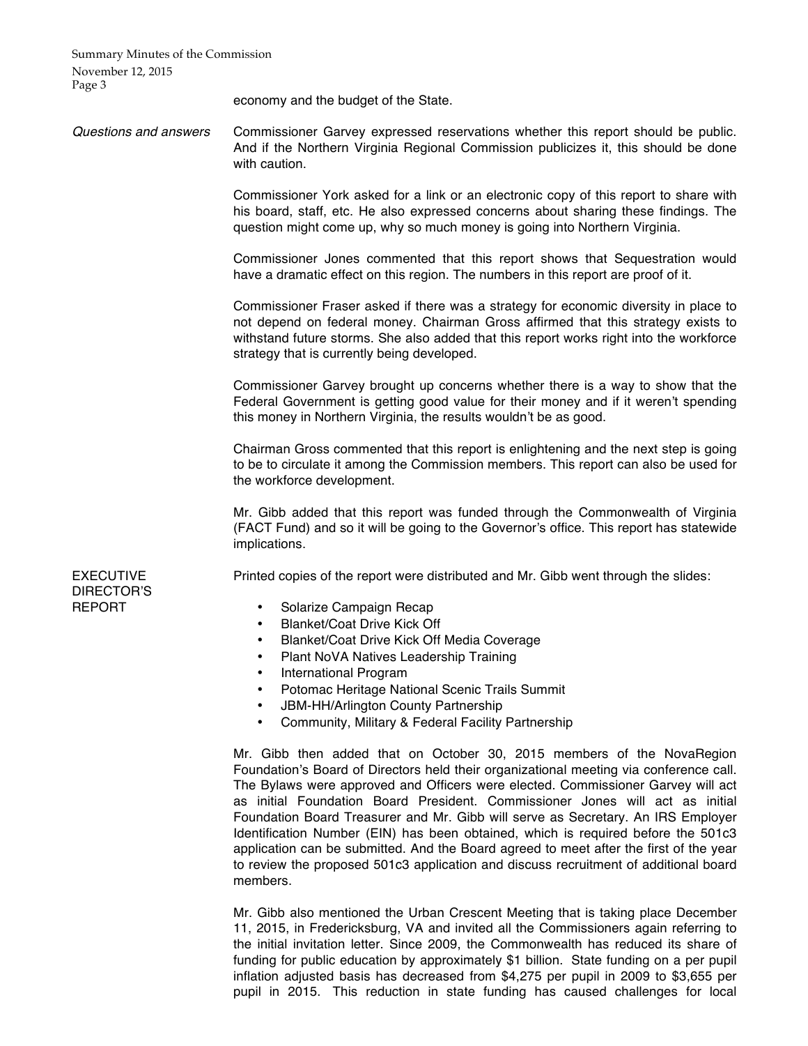economy and the budget of the State.

*Questions and answers*

Commissioner Garvey expressed reservations whether this report should be public. And if the Northern Virginia Regional Commission publicizes it, this should be done with caution.

Commissioner York asked for a link or an electronic copy of this report to share with his board, staff, etc. He also expressed concerns about sharing these findings. The question might come up, why so much money is going into Northern Virginia.

Commissioner Jones commented that this report shows that Sequestration would have a dramatic effect on this region. The numbers in this report are proof of it.

Commissioner Fraser asked if there was a strategy for economic diversity in place to not depend on federal money. Chairman Gross affirmed that this strategy exists to withstand future storms. She also added that this report works right into the workforce strategy that is currently being developed.

Commissioner Garvey brought up concerns whether there is a way to show that the Federal Government is getting good value for their money and if it weren't spending this money in Northern Virginia, the results wouldn't be as good.

Chairman Gross commented that this report is enlightening and the next step is going to be to circulate it among the Commission members. This report can also be used for the workforce development.

Mr. Gibb added that this report was funded through the Commonwealth of Virginia (FACT Fund) and so it will be going to the Governor's office. This report has statewide implications.

EXECUTIVE DIRECTOR'S REPORT

Printed copies of the report were distributed and Mr. Gibb went through the slides:

- Solarize Campaign Recap
- Blanket/Coat Drive Kick Off
- Blanket/Coat Drive Kick Off Media Coverage
- Plant NoVA Natives Leadership Training
- International Program
- Potomac Heritage National Scenic Trails Summit
- JBM-HH/Arlington County Partnership
- Community, Military & Federal Facility Partnership

Mr. Gibb then added that on October 30, 2015 members of the NovaRegion Foundation's Board of Directors held their organizational meeting via conference call. The Bylaws were approved and Officers were elected. Commissioner Garvey will act as initial Foundation Board President. Commissioner Jones will act as initial Foundation Board Treasurer and Mr. Gibb will serve as Secretary. An IRS Employer Identification Number (EIN) has been obtained, which is required before the 501c3 application can be submitted. And the Board agreed to meet after the first of the year to review the proposed 501c3 application and discuss recruitment of additional board members.

Mr. Gibb also mentioned the Urban Crescent Meeting that is taking place December 11, 2015, in Fredericksburg, VA and invited all the Commissioners again referring to the initial invitation letter. Since 2009, the Commonwealth has reduced its share of funding for public education by approximately $1 billion. State funding on a per pupil inflation adjusted basis has decreased from $4,275 per pupil in 2009 to $3,655 per pupil in 2015. This reduction in state funding has caused challenges for local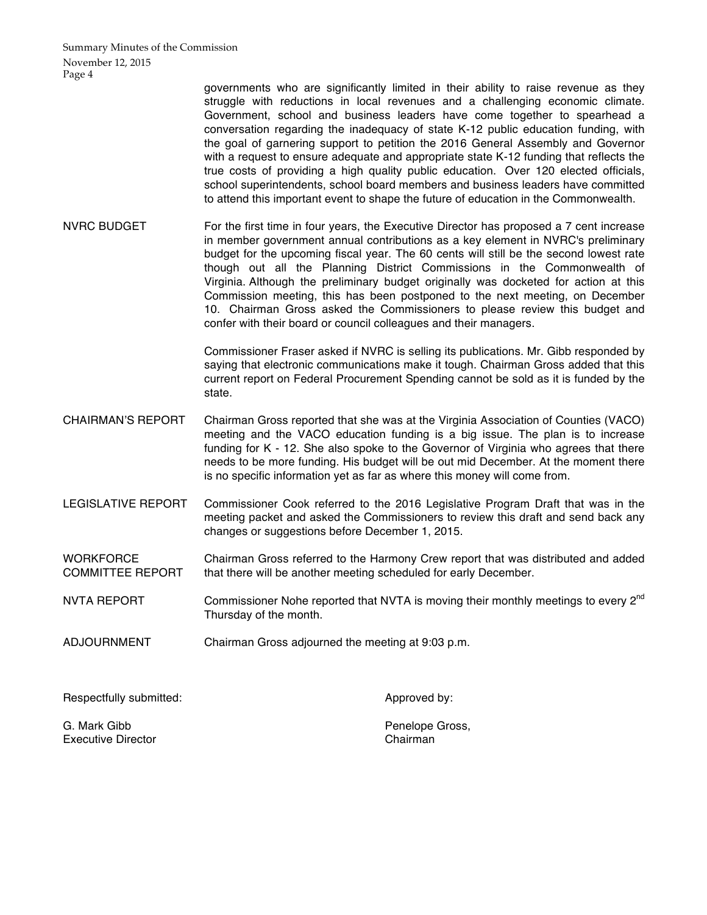governments who are significantly limited in their ability to raise revenue as they struggle with reductions in local revenues and a challenging economic climate. Government, school and business leaders have come together to spearhead a conversation regarding the inadequacy of state K-12 public education funding, with the goal of garnering support to petition the 2016 General Assembly and Governor with a request to ensure adequate and appropriate state K-12 funding that reflects the true costs of providing a high quality public education. Over 120 elected officials, school superintendents, school board members and business leaders have committed to attend this important event to shape the future of education in the Commonwealth.

**NVRC BUDGET**

For the first time in four years, the Executive Director has proposed a 7 cent increase in member government annual contributions as a key element in NVRC's preliminary budget for the upcoming fiscal year. The 60 cents will still be the second lowest rate though out all the Planning District Commissions in the Commonwealth of Virginia. Although the preliminary budget originally was docketed for action at this Commission meeting, this has been postponed to the next meeting, on December 10. Chairman Gross asked the Commissioners to please review this budget and confer with their board or council colleagues and their managers.

Commissioner Fraser asked if NVRC is selling its publications. Mr. Gibb responded by saying that electronic communications make it tough. Chairman Gross added that this current report on Federal Procurement Spending cannot be sold as it is funded by the state.

**CHAIRMAN'S REPORT**

Chairman Gross reported that she was at the Virginia Association of Counties (VACO) meeting and the VACO education funding is a big issue. The plan is to increase funding for K - 12. She also spoke to the Governor of Virginia who agrees that there needs to be more funding. His budget will be out mid December. At the moment there is no specific information yet as far as where this money will come from.

**LEGISLATIVE REPORT**

Commissioner Cook referred to the 2016 Legislative Program Draft that was in the meeting packet and asked the Commissioners to review this draft and send back any changes or suggestions before December 1, 2015.

**WORKFORCE COMMITTEE REPORT**

Chairman Gross referred to the Harmony Crew report that was distributed and added that there will be another meeting scheduled for early December.

**NVTA REPORT**

Commissioner Nohe reported that NVTA is moving their monthly meetings to every 2nd Thursday of the month.

**ADJOURNMENT**

Chairman Gross adjourned the meeting at 9:03 p.m.

Respectfully submitted:

G. Mark Gibb
Executive Director

Approved by:

Penelope Gross,
Chairman